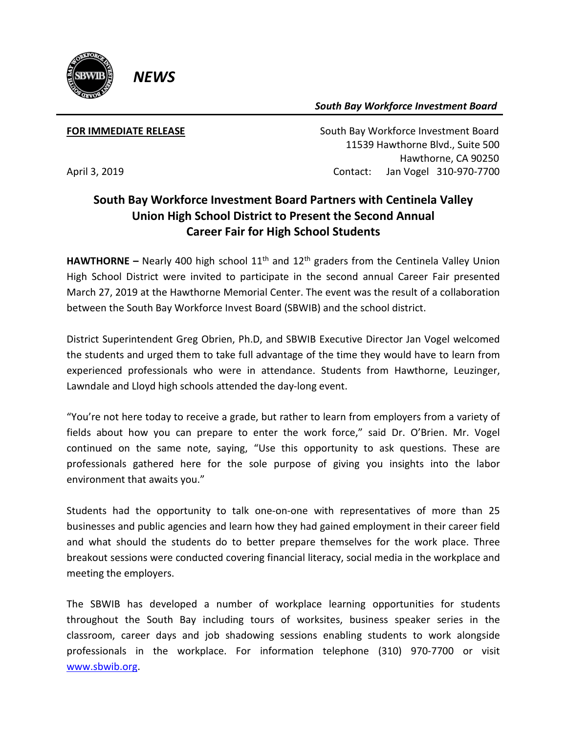*NEWS*

***South Bay Workforce Investment Board***

**FOR IMMEDIATE RELEASE**

South Bay Workforce Investment Board
11539 Hawthorne Blvd., Suite 500
Hawthorne, CA 90250
Contact: Jan Vogel 310-970-7700

April 3, 2019

## South Bay Workforce Investment Board Partners with Centinela Valley Union High School District to Present the Second Annual Career Fair for High School Students

**HAWTHORNE –** Nearly 400 high school 11th and 12th graders from the Centinela Valley Union High School District were invited to participate in the second annual Career Fair presented March 27, 2019 at the Hawthorne Memorial Center. The event was the result of a collaboration between the South Bay Workforce Invest Board (SBWIB) and the school district.

District Superintendent Greg Obrien, Ph.D, and SBWIB Executive Director Jan Vogel welcomed the students and urged them to take full advantage of the time they would have to learn from experienced professionals who were in attendance. Students from Hawthorne, Leuzinger, Lawndale and Lloyd high schools attended the day-long event.

"You're not here today to receive a grade, but rather to learn from employers from a variety of fields about how you can prepare to enter the work force," said Dr. O'Brien. Mr. Vogel continued on the same note, saying, "Use this opportunity to ask questions. These are professionals gathered here for the sole purpose of giving you insights into the labor environment that awaits you."

Students had the opportunity to talk one-on-one with representatives of more than 25 businesses and public agencies and learn how they had gained employment in their career field and what should the students do to better prepare themselves for the work place. Three breakout sessions were conducted covering financial literacy, social media in the workplace and meeting the employers.

The SBWIB has developed a number of workplace learning opportunities for students throughout the South Bay including tours of worksites, business speaker series in the classroom, career days and job shadowing sessions enabling students to work alongside professionals in the workplace. For information telephone (310) 970-7700 or visit [www.sbwib.org](http://www.sbwib.org).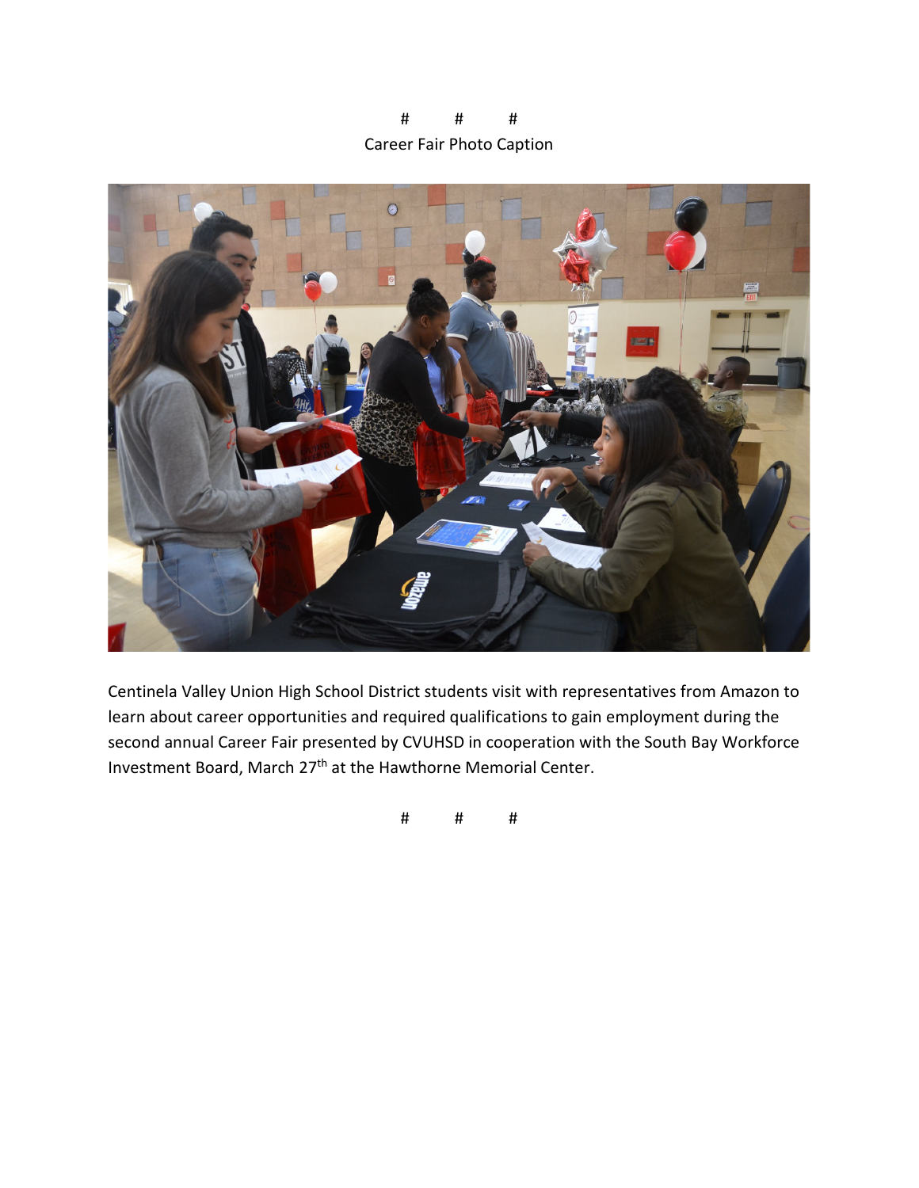#          #          #

Career Fair Photo Caption

Centinela Valley Union High School District students visit with representatives from Amazon to learn about career opportunities and required qualifications to gain employment during the second annual Career Fair presented by CVUHSD in cooperation with the South Bay Workforce Investment Board, March 27th at the Hawthorne Memorial Center.

#          #          #